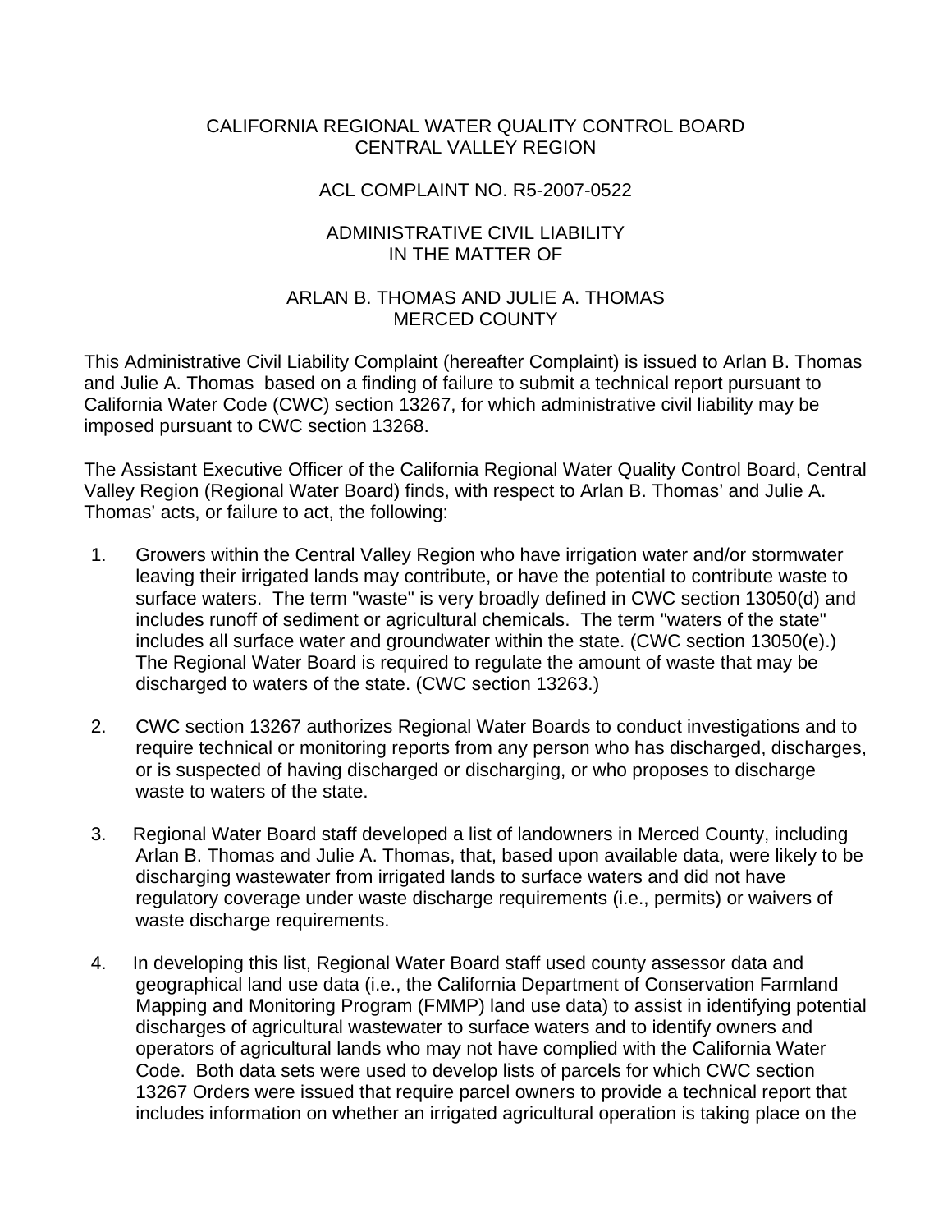# CALIFORNIA REGIONAL WATER QUALITY CONTROL BOARD
# CENTRAL VALLEY REGION

## ACL COMPLAINT NO. R5-2007-0522

## ADMINISTRATIVE CIVIL LIABILITY
## IN THE MATTER OF

## ARLAN B. THOMAS AND JULIE A. THOMAS
## MERCED COUNTY

This Administrative Civil Liability Complaint (hereafter Complaint) is issued to Arlan B. Thomas and Julie A. Thomas based on a finding of failure to submit a technical report pursuant to California Water Code (CWC) section 13267, for which administrative civil liability may be imposed pursuant to CWC section 13268.

The Assistant Executive Officer of the California Regional Water Quality Control Board, Central Valley Region (Regional Water Board) finds, with respect to Arlan B. Thomas' and Julie A. Thomas' acts, or failure to act, the following:

1. Growers within the Central Valley Region who have irrigation water and/or stormwater leaving their irrigated lands may contribute, or have the potential to contribute waste to surface waters. The term "waste" is very broadly defined in CWC section 13050(d) and includes runoff of sediment or agricultural chemicals. The term "waters of the state" includes all surface water and groundwater within the state. (CWC section 13050(e).) The Regional Water Board is required to regulate the amount of waste that may be discharged to waters of the state. (CWC section 13263.)

2. CWC section 13267 authorizes Regional Water Boards to conduct investigations and to require technical or monitoring reports from any person who has discharged, discharges, or is suspected of having discharged or discharging, or who proposes to discharge waste to waters of the state.

3. Regional Water Board staff developed a list of landowners in Merced County, including Arlan B. Thomas and Julie A. Thomas, that, based upon available data, were likely to be discharging wastewater from irrigated lands to surface waters and did not have regulatory coverage under waste discharge requirements (i.e., permits) or waivers of waste discharge requirements.

4. In developing this list, Regional Water Board staff used county assessor data and geographical land use data (i.e., the California Department of Conservation Farmland Mapping and Monitoring Program (FMMP) land use data) to assist in identifying potential discharges of agricultural wastewater to surface waters and to identify owners and operators of agricultural lands who may not have complied with the California Water Code. Both data sets were used to develop lists of parcels for which CWC section 13267 Orders were issued that require parcel owners to provide a technical report that includes information on whether an irrigated agricultural operation is taking place on the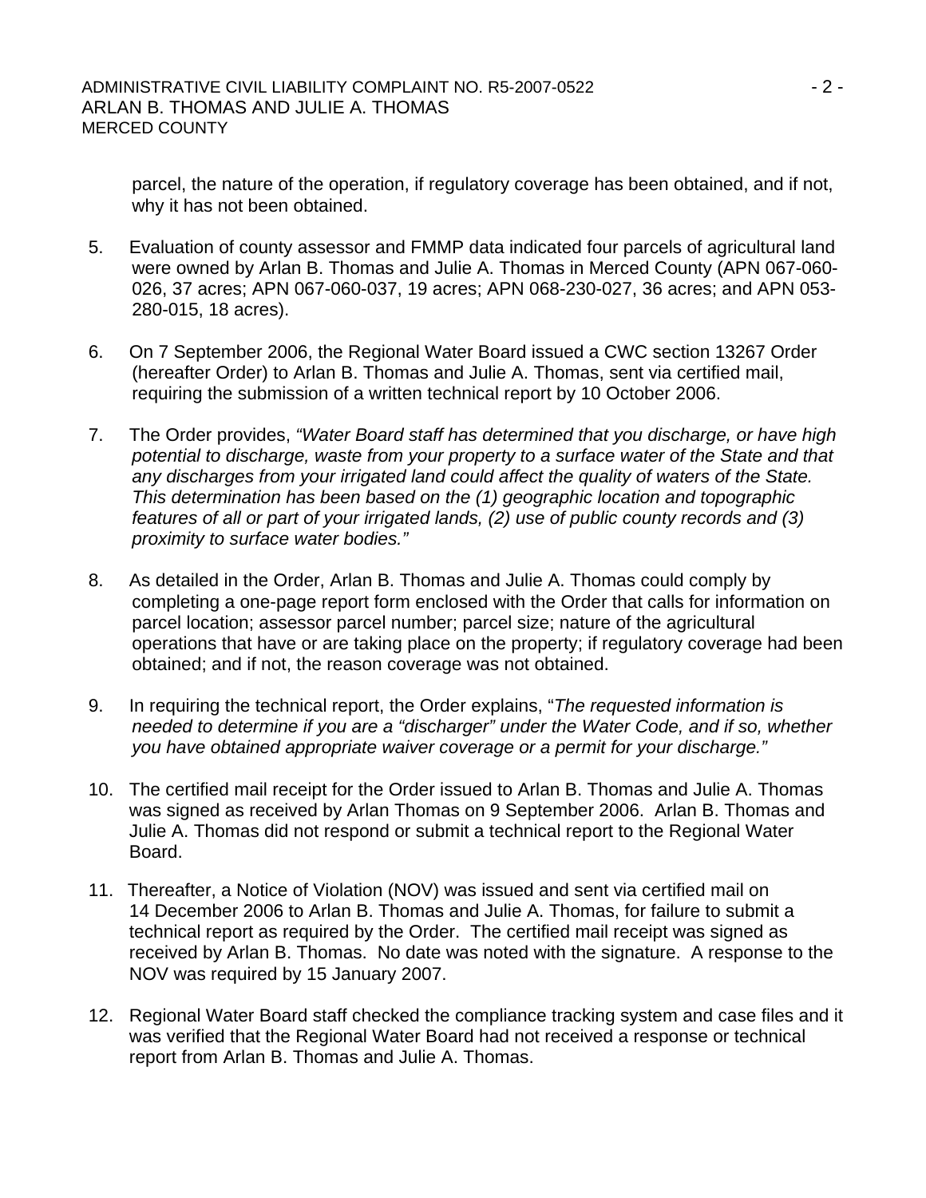parcel, the nature of the operation, if regulatory coverage has been obtained, and if not, why it has not been obtained.

5. Evaluation of county assessor and FMMP data indicated four parcels of agricultural land were owned by Arlan B. Thomas and Julie A. Thomas in Merced County (APN 067-060-026, 37 acres; APN 067-060-037, 19 acres; APN 068-230-027, 36 acres; and APN 053-280-015, 18 acres).

6. On 7 September 2006, the Regional Water Board issued a CWC section 13267 Order (hereafter Order) to Arlan B. Thomas and Julie A. Thomas, sent via certified mail, requiring the submission of a written technical report by 10 October 2006.

7. The Order provides, *"Water Board staff has determined that you discharge, or have high potential to discharge, waste from your property to a surface water of the State and that any discharges from your irrigated land could affect the quality of waters of the State. This determination has been based on the (1) geographic location and topographic features of all or part of your irrigated lands, (2) use of public county records and (3) proximity to surface water bodies."*

8. As detailed in the Order, Arlan B. Thomas and Julie A. Thomas could comply by completing a one-page report form enclosed with the Order that calls for information on parcel location; assessor parcel number; parcel size; nature of the agricultural operations that have or are taking place on the property; if regulatory coverage had been obtained; and if not, the reason coverage was not obtained.

9. In requiring the technical report, the Order explains, "*The requested information is needed to determine if you are a "discharger" under the Water Code, and if so, whether you have obtained appropriate waiver coverage or a permit for your discharge."*

10. The certified mail receipt for the Order issued to Arlan B. Thomas and Julie A. Thomas was signed as received by Arlan Thomas on 9 September 2006. Arlan B. Thomas and Julie A. Thomas did not respond or submit a technical report to the Regional Water Board.

11. Thereafter, a Notice of Violation (NOV) was issued and sent via certified mail on 14 December 2006 to Arlan B. Thomas and Julie A. Thomas, for failure to submit a technical report as required by the Order. The certified mail receipt was signed as received by Arlan B. Thomas. No date was noted with the signature. A response to the NOV was required by 15 January 2007.

12. Regional Water Board staff checked the compliance tracking system and case files and it was verified that the Regional Water Board had not received a response or technical report from Arlan B. Thomas and Julie A. Thomas.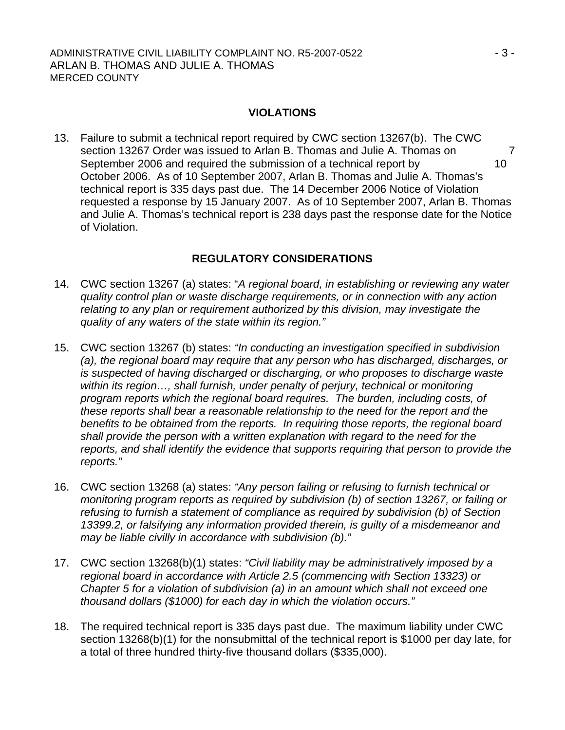## VIOLATIONS

13. Failure to submit a technical report required by CWC section 13267(b). The CWC section 13267 Order was issued to Arlan B. Thomas and Julie A. Thomas on 7 September 2006 and required the submission of a technical report by 10 October 2006. As of 10 September 2007, Arlan B. Thomas and Julie A. Thomas's technical report is 335 days past due. The 14 December 2006 Notice of Violation requested a response by 15 January 2007. As of 10 September 2007, Arlan B. Thomas and Julie A. Thomas's technical report is 238 days past the response date for the Notice of Violation.

## REGULATORY CONSIDERATIONS

14. CWC section 13267 (a) states: "*A regional board, in establishing or reviewing any water quality control plan or waste discharge requirements, or in connection with any action relating to any plan or requirement authorized by this division, may investigate the quality of any waters of the state within its region.*"

15. CWC section 13267 (b) states: *"In conducting an investigation specified in subdivision (a), the regional board may require that any person who has discharged, discharges, or is suspected of having discharged or discharging, or who proposes to discharge waste within its region…, shall furnish, under penalty of perjury, technical or monitoring program reports which the regional board requires. The burden, including costs, of these reports shall bear a reasonable relationship to the need for the report and the benefits to be obtained from the reports. In requiring those reports, the regional board shall provide the person with a written explanation with regard to the need for the reports, and shall identify the evidence that supports requiring that person to provide the reports."*

16. CWC section 13268 (a) states: *"Any person failing or refusing to furnish technical or monitoring program reports as required by subdivision (b) of section 13267, or failing or refusing to furnish a statement of compliance as required by subdivision (b) of Section 13399.2, or falsifying any information provided therein, is guilty of a misdemeanor and may be liable civilly in accordance with subdivision (b)."*

17. CWC section 13268(b)(1) states: *"Civil liability may be administratively imposed by a regional board in accordance with Article 2.5 (commencing with Section 13323) or Chapter 5 for a violation of subdivision (a) in an amount which shall not exceed one thousand dollars ($1000) for each day in which the violation occurs."*

18. The required technical report is 335 days past due. The maximum liability under CWC section 13268(b)(1) for the nonsubmittal of the technical report is $1000 per day late, for a total of three hundred thirty-five thousand dollars ($335,000).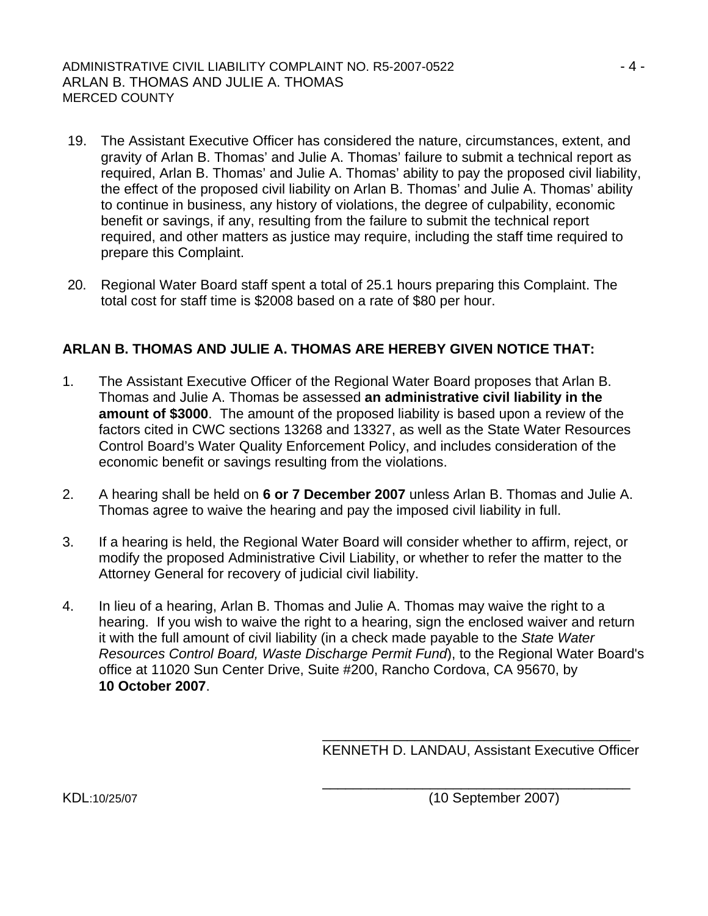19. The Assistant Executive Officer has considered the nature, circumstances, extent, and gravity of Arlan B. Thomas' and Julie A. Thomas' failure to submit a technical report as required, Arlan B. Thomas' and Julie A. Thomas' ability to pay the proposed civil liability, the effect of the proposed civil liability on Arlan B. Thomas' and Julie A. Thomas' ability to continue in business, any history of violations, the degree of culpability, economic benefit or savings, if any, resulting from the failure to submit the technical report required, and other matters as justice may require, including the staff time required to prepare this Complaint.

20. Regional Water Board staff spent a total of 25.1 hours preparing this Complaint. The total cost for staff time is $2008 based on a rate of $80 per hour.

**ARLAN B. THOMAS AND JULIE A. THOMAS ARE HEREBY GIVEN NOTICE THAT:**

1. The Assistant Executive Officer of the Regional Water Board proposes that Arlan B. Thomas and Julie A. Thomas be assessed **an administrative civil liability in the amount of $3000**. The amount of the proposed liability is based upon a review of the factors cited in CWC sections 13268 and 13327, as well as the State Water Resources Control Board's Water Quality Enforcement Policy, and includes consideration of the economic benefit or savings resulting from the violations.

2. A hearing shall be held on **6 or 7 December 2007** unless Arlan B. Thomas and Julie A. Thomas agree to waive the hearing and pay the imposed civil liability in full.

3. If a hearing is held, the Regional Water Board will consider whether to affirm, reject, or modify the proposed Administrative Civil Liability, or whether to refer the matter to the Attorney General for recovery of judicial civil liability.

4. In lieu of a hearing, Arlan B. Thomas and Julie A. Thomas may waive the right to a hearing. If you wish to waive the right to a hearing, sign the enclosed waiver and return it with the full amount of civil liability (in a check made payable to the *State Water Resources Control Board, Waste Discharge Permit Fund*), to the Regional Water Board's office at 11020 Sun Center Drive, Suite #200, Rancho Cordova, CA 95670, by **10 October 2007**.

\_\_\_\_\_\_\_\_\_\_\_\_\_\_\_\_\_\_\_\_\_\_\_\_\_\_\_\_\_\_\_\_\_\_\_\_\_\_\_\_
KENNETH D. LANDAU, Assistant Executive Officer

\_\_\_\_\_\_\_\_\_\_\_\_\_\_\_\_\_\_\_\_\_\_\_\_\_\_\_\_\_\_\_\_\_\_\_\_\_\_\_\_
(10 September 2007)

KDL:10/25/07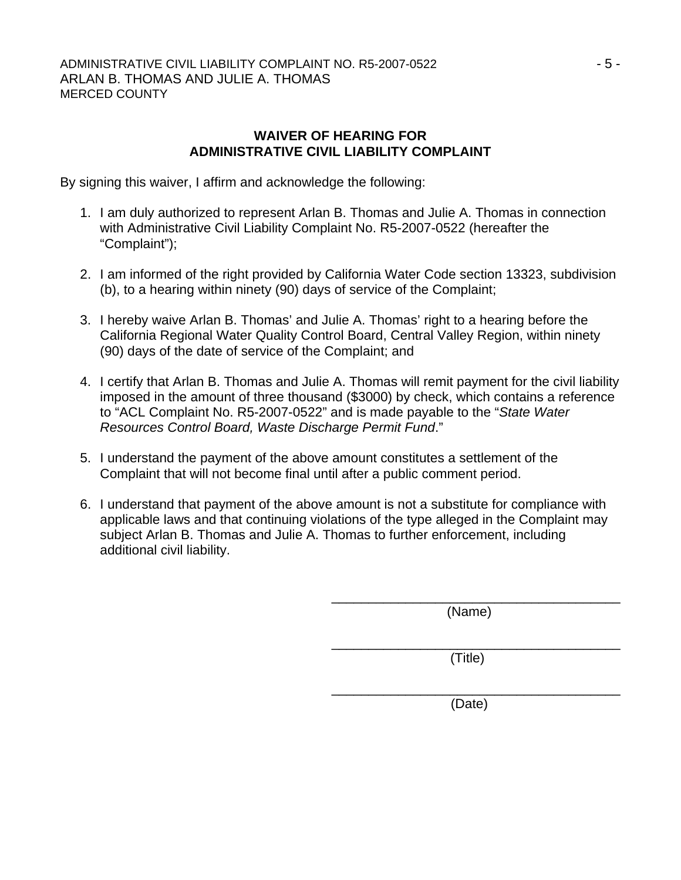## WAIVER OF HEARING FOR ADMINISTRATIVE CIVIL LIABILITY COMPLAINT

By signing this waiver, I affirm and acknowledge the following:

1. I am duly authorized to represent Arlan B. Thomas and Julie A. Thomas in connection with Administrative Civil Liability Complaint No. R5-2007-0522 (hereafter the "Complaint");

2. I am informed of the right provided by California Water Code section 13323, subdivision (b), to a hearing within ninety (90) days of service of the Complaint;

3. I hereby waive Arlan B. Thomas' and Julie A. Thomas' right to a hearing before the California Regional Water Quality Control Board, Central Valley Region, within ninety (90) days of the date of service of the Complaint; and

4. I certify that Arlan B. Thomas and Julie A. Thomas will remit payment for the civil liability imposed in the amount of three thousand ($3000) by check, which contains a reference to "ACL Complaint No. R5-2007-0522" and is made payable to the "*State Water Resources Control Board, Waste Discharge Permit Fund*."

5. I understand the payment of the above amount constitutes a settlement of the Complaint that will not become final until after a public comment period.

6. I understand that payment of the above amount is not a substitute for compliance with applicable laws and that continuing violations of the type alleged in the Complaint may subject Arlan B. Thomas and Julie A. Thomas to further enforcement, including additional civil liability.

\_\_\_\_\_\_\_\_\_\_\_\_\_\_\_\_\_\_\_\_\_\_\_\_\_\_\_\_\_\_\_\_\_\_\_\_\_\_\_\_
(Name)

\_\_\_\_\_\_\_\_\_\_\_\_\_\_\_\_\_\_\_\_\_\_\_\_\_\_\_\_\_\_\_\_\_\_\_\_\_\_\_\_
(Title)

\_\_\_\_\_\_\_\_\_\_\_\_\_\_\_\_\_\_\_\_\_\_\_\_\_\_\_\_\_\_\_\_\_\_\_\_\_\_\_\_
(Date)